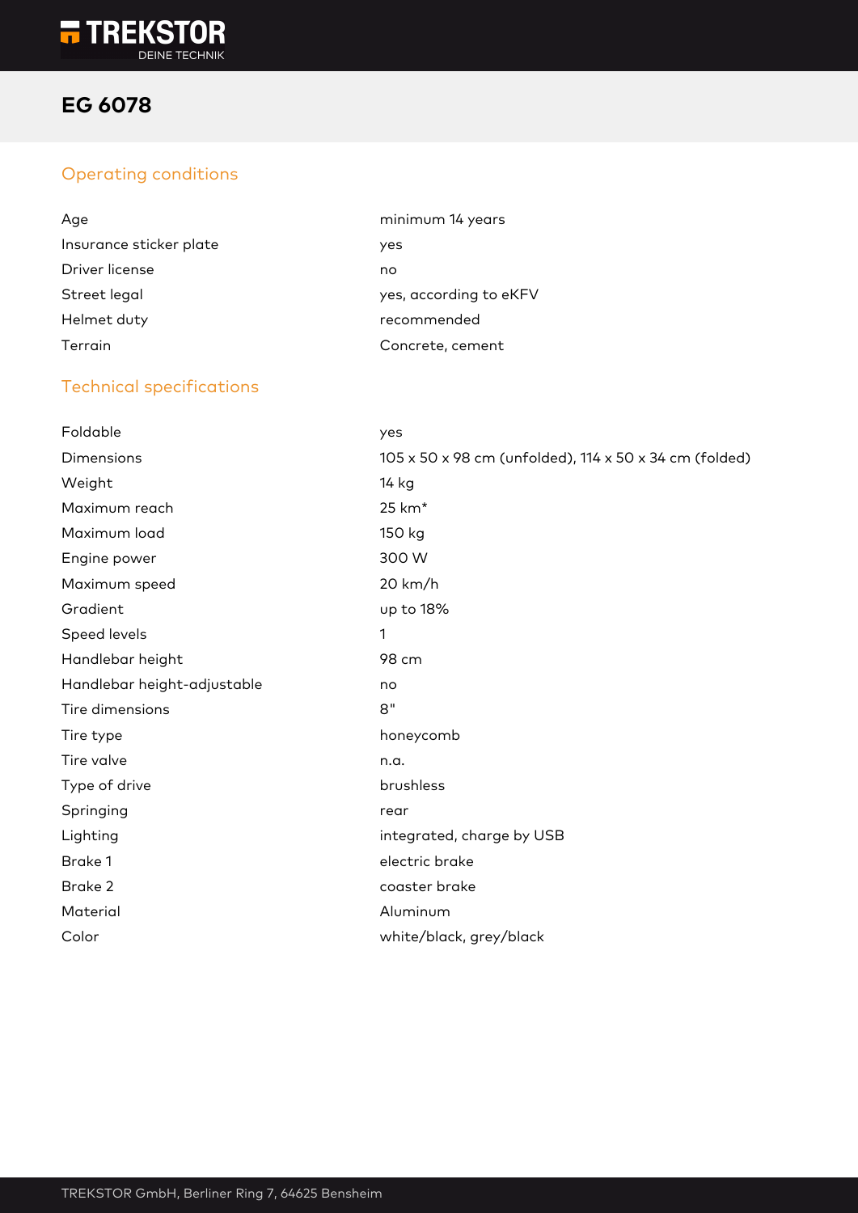# EG 6078

## Operating conditions

| | |
|---|---|
| Age | minimum 14 years |
| Insurance sticker plate | yes |
| Driver license | no |
| Street legal | yes, according to eKFV |
| Helmet duty | recommended |
| Terrain | Concrete, cement |

## Technical specifications

| | |
|---|---|
| Foldable | yes |
| Dimensions | 105 x 50 x 98 cm (unfolded), 114 x 50 x 34 cm (folded) |
| Weight | 14 kg |
| Maximum reach | 25 km* |
| Maximum load | 150 kg |
| Engine power | 300 W |
| Maximum speed | 20 km/h |
| Gradient | up to 18% |
| Speed levels | 1 |
| Handlebar height | 98 cm |
| Handlebar height-adjustable | no |
| Tire dimensions | 8" |
| Tire type | honeycomb |
| Tire valve | n.a. |
| Type of drive | brushless |
| Springing | rear |
| Lighting | integrated, charge by USB |
| Brake 1 | electric brake |
| Brake 2 | coaster brake |
| Material | Aluminum |
| Color | white/black, grey/black |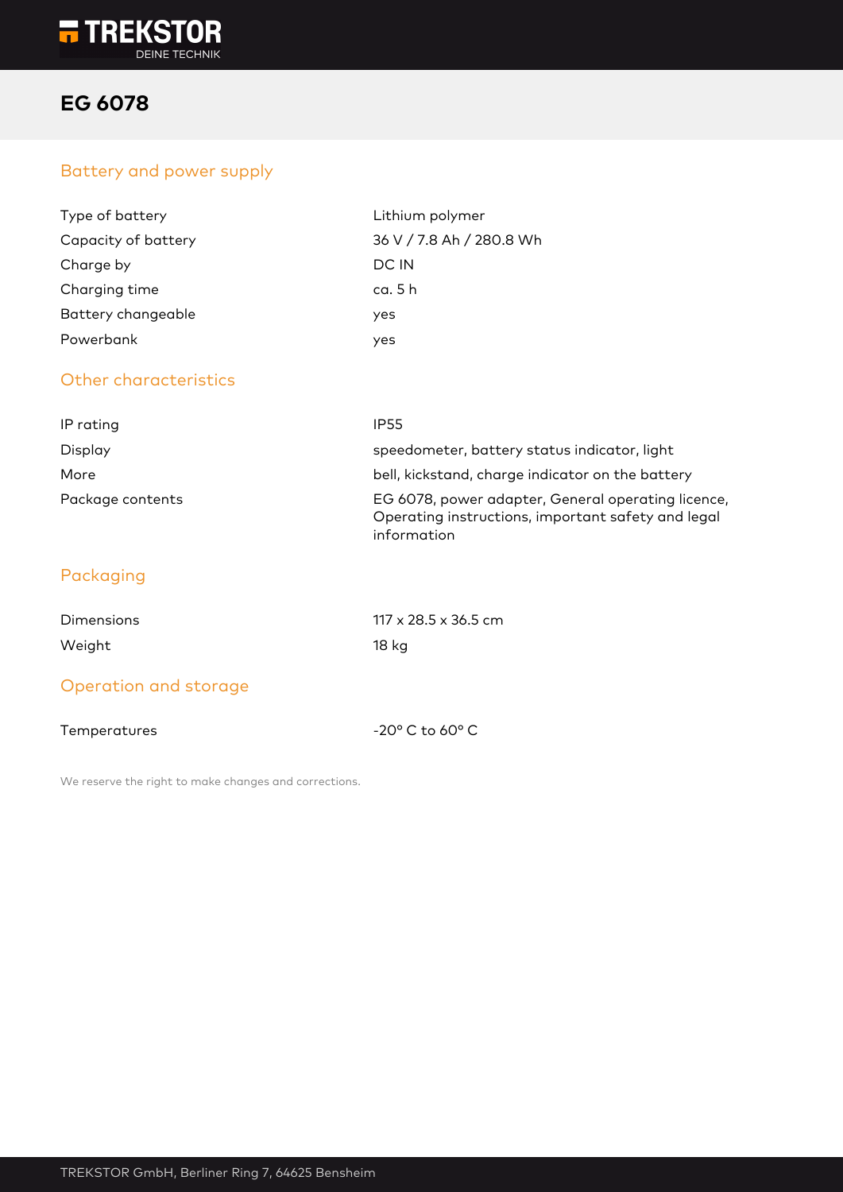# EG 6078

## Battery and power supply

| | |
|---|---|
| Type of battery | Lithium polymer |
| Capacity of battery | 36 V / 7.8 Ah / 280.8 Wh |
| Charge by | DC IN |
| Charging time | ca. 5 h |
| Battery changeable | yes |
| Powerbank | yes |

## Other characteristics

| | |
|---|---|
| IP rating | IP55 |
| Display | speedometer, battery status indicator, light |
| More | bell, kickstand, charge indicator on the battery |
| Package contents | EG 6078, power adapter, General operating licence, Operating instructions, important safety and legal information |

## Packaging

| | |
|---|---|
| Dimensions | 117 x 28.5 x 36.5 cm |
| Weight | 18 kg |

## Operation and storage

| | |
|---|---|
| Temperatures | -20° C to 60° C |

We reserve the right to make changes and corrections.

TREKSTOR GmbH, Berliner Ring 7, 64625 Bensheim